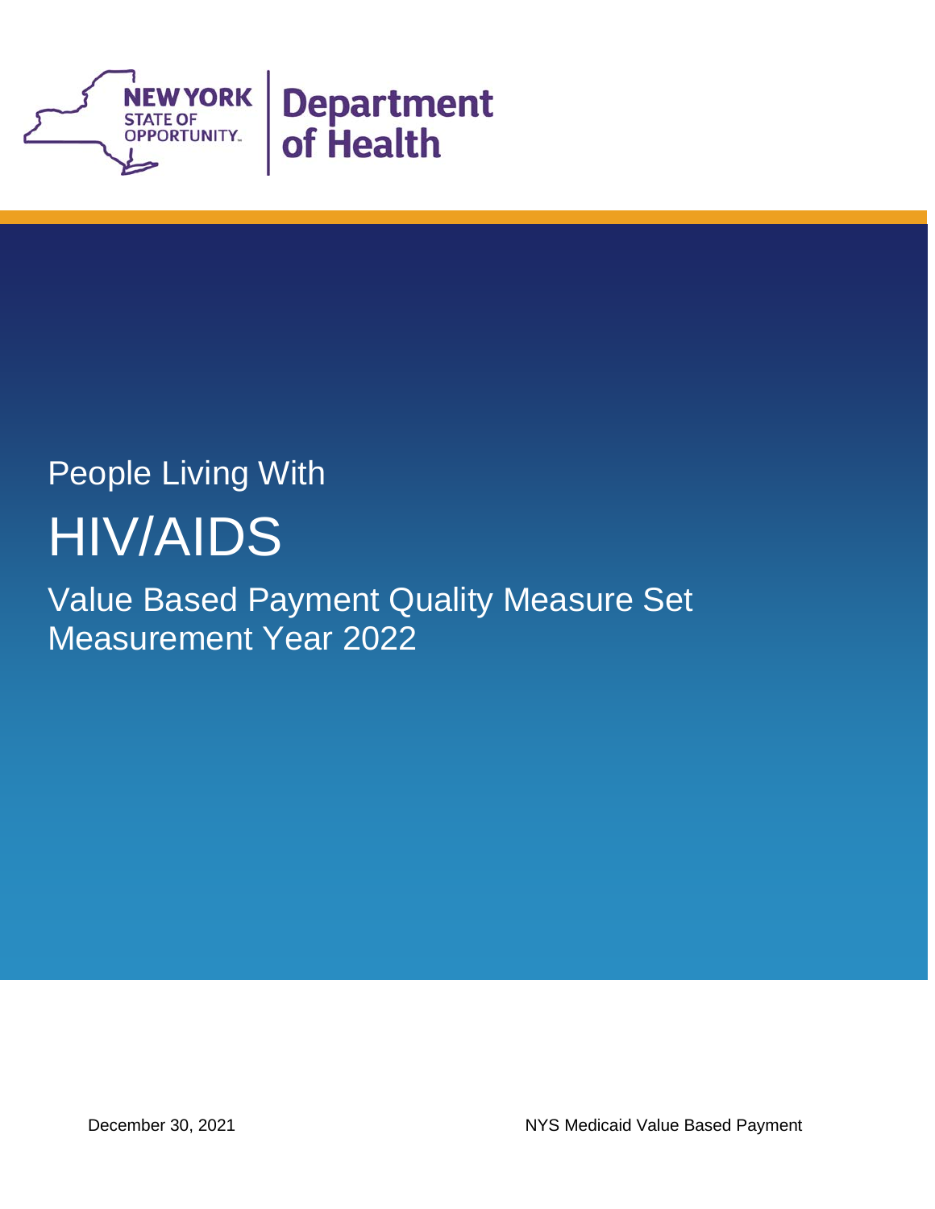NEW YORK STATE OF OPPORTUNITY. | Department of Health

# People Living With HIV/AIDS

## Value Based Payment Quality Measure Set Measurement Year 2022

December 30, 2021

NYS Medicaid Value Based Payment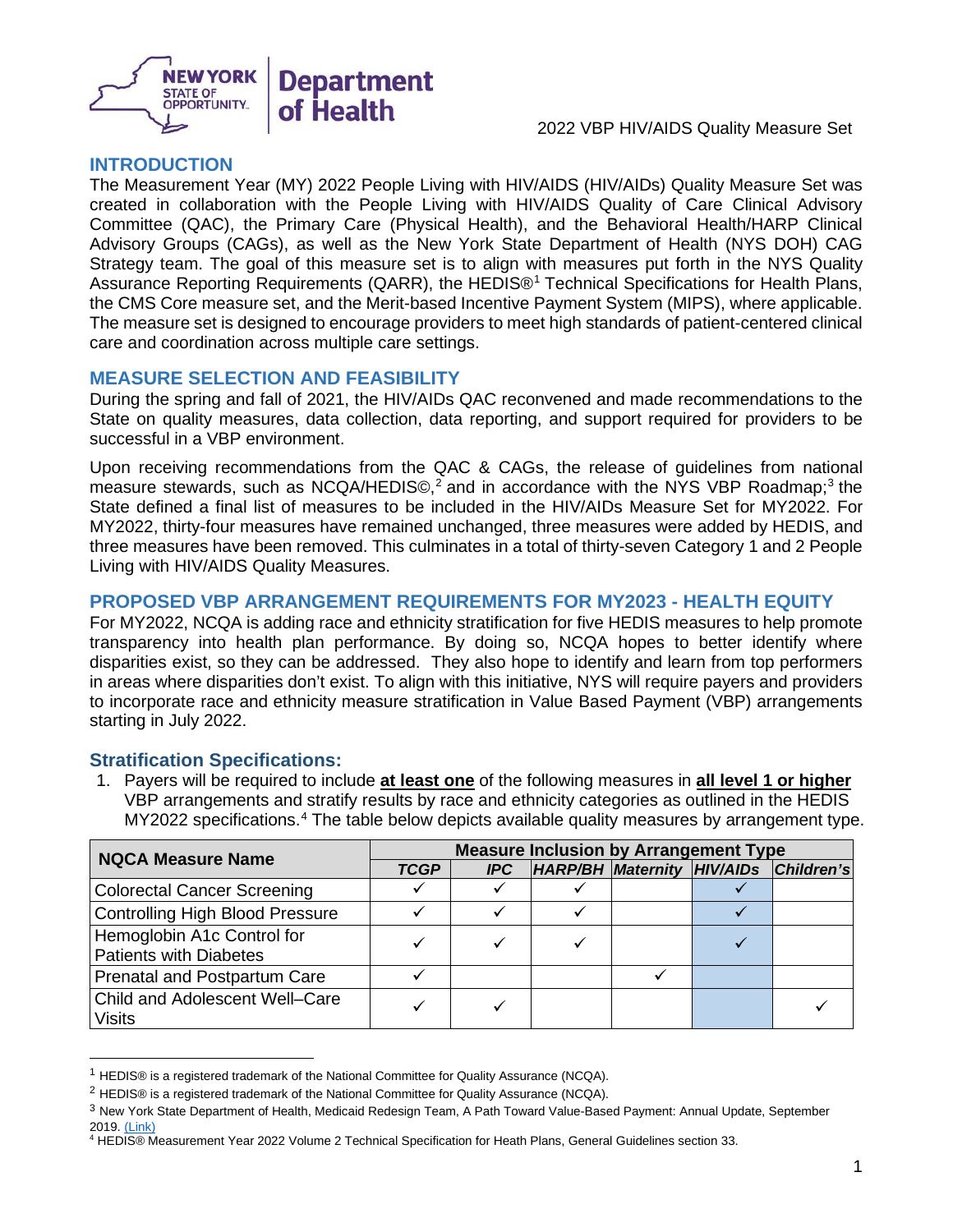## INTRODUCTION

The Measurement Year (MY) 2022 People Living with HIV/AIDS (HIV/AIDs) Quality Measure Set was created in collaboration with the People Living with HIV/AIDS Quality of Care Clinical Advisory Committee (QAC), the Primary Care (Physical Health), and the Behavioral Health/HARP Clinical Advisory Groups (CAGs), as well as the New York State Department of Health (NYS DOH) CAG Strategy team. The goal of this measure set is to align with measures put forth in the NYS Quality Assurance Reporting Requirements (QARR), the HEDIS®[1] Technical Specifications for Health Plans, the CMS Core measure set, and the Merit-based Incentive Payment System (MIPS), where applicable. The measure set is designed to encourage providers to meet high standards of patient-centered clinical care and coordination across multiple care settings.

## MEASURE SELECTION AND FEASIBILITY

During the spring and fall of 2021, the HIV/AIDs QAC reconvened and made recommendations to the State on quality measures, data collection, data reporting, and support required for providers to be successful in a VBP environment.

Upon receiving recommendations from the QAC & CAGs, the release of guidelines from national measure stewards, such as NCQA/HEDIS©,[2] and in accordance with the NYS VBP Roadmap;[3] the State defined a final list of measures to be included in the HIV/AIDs Measure Set for MY2022. For MY2022, thirty-four measures have remained unchanged, three measures were added by HEDIS, and three measures have been removed. This culminates in a total of thirty-seven Category 1 and 2 People Living with HIV/AIDS Quality Measures.

## PROPOSED VBP ARRANGEMENT REQUIREMENTS FOR MY2023 - HEALTH EQUITY

For MY2022, NCQA is adding race and ethnicity stratification for five HEDIS measures to help promote transparency into health plan performance. By doing so, NCQA hopes to better identify where disparities exist, so they can be addressed. They also hope to identify and learn from top performers in areas where disparities don't exist. To align with this initiative, NYS will require payers and providers to incorporate race and ethnicity measure stratification in Value Based Payment (VBP) arrangements starting in July 2022.

### Stratification Specifications:

1. Payers will be required to include **at least one** of the following measures in **all level 1 or higher** VBP arrangements and stratify results by race and ethnicity categories as outlined in the HEDIS MY2022 specifications.[4] The table below depicts available quality measures by arrangement type.

| NQCA Measure Name | Measure Inclusion by Arrangement Type | | | | | |
|---|---|---|---|---|---|---|
| | *TCGP* | *IPC* | *HARP/BH* | *Maternity* | *HIV/AIDs* | *Children's* |
| Colorectal Cancer Screening | ✓ | ✓ | ✓ | | ✓ | |
| Controlling High Blood Pressure | ✓ | ✓ | ✓ | | ✓ | |
| Hemoglobin A1c Control for Patients with Diabetes | ✓ | ✓ | ✓ | | ✓ | |
| Prenatal and Postpartum Care | ✓ | | | ✓ | | |
| Child and Adolescent Well–Care Visits | ✓ | ✓ | | | | ✓ |

---

[1] HEDIS® is a registered trademark of the National Committee for Quality Assurance (NCQA).

[2] HEDIS® is a registered trademark of the National Committee for Quality Assurance (NCQA).

[3] New York State Department of Health, Medicaid Redesign Team, A Path Toward Value-Based Payment: Annual Update, September 2019. (Link)

[4] HEDIS® Measurement Year 2022 Volume 2 Technical Specification for Heath Plans, General Guidelines section 33.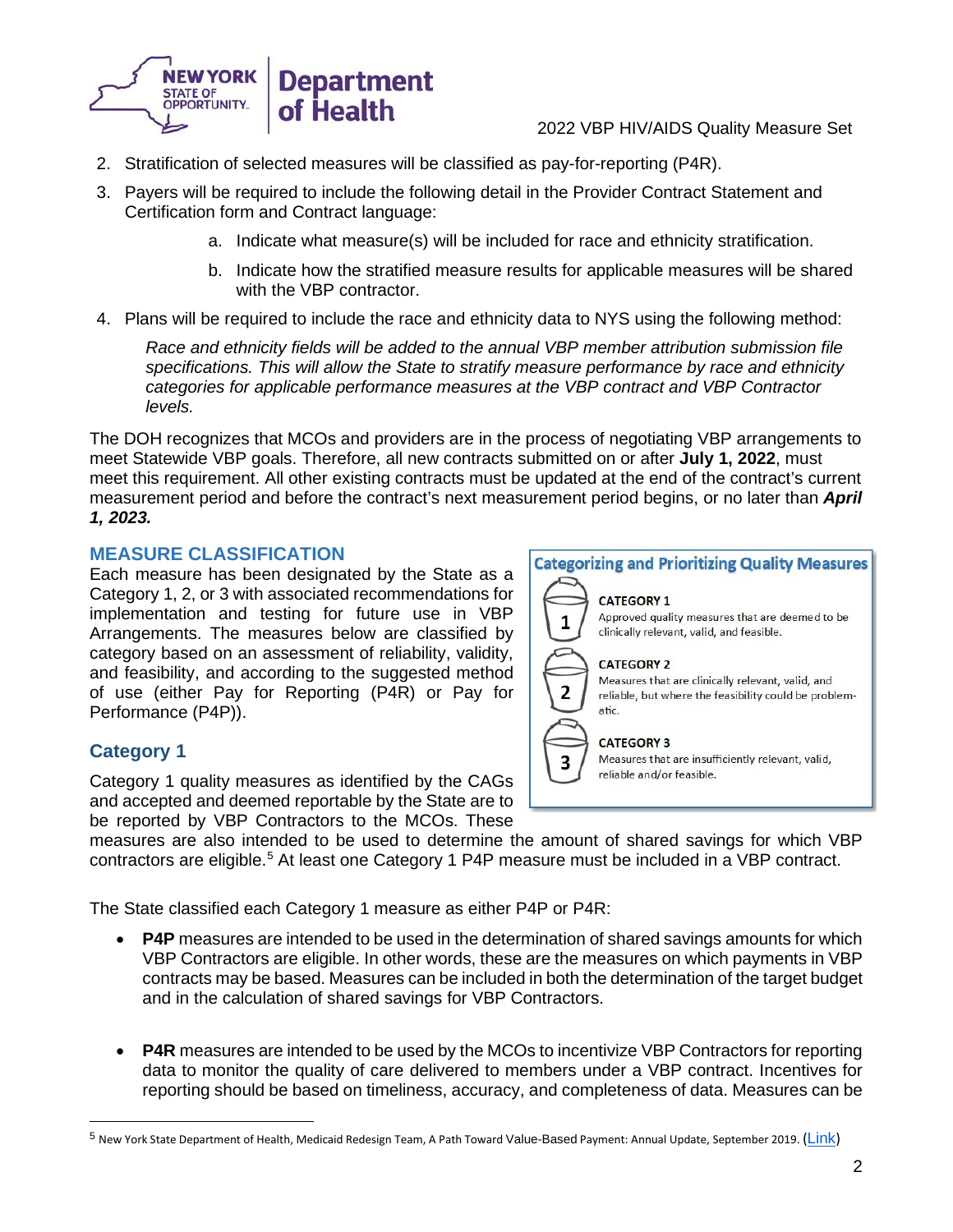2. Stratification of selected measures will be classified as pay-for-reporting (P4R).
3. Payers will be required to include the following detail in the Provider Contract Statement and Certification form and Contract language:
    a. Indicate what measure(s) will be included for race and ethnicity stratification.
    b. Indicate how the stratified measure results for applicable measures will be shared with the VBP contractor.
4. Plans will be required to include the race and ethnicity data to NYS using the following method:

    *Race and ethnicity fields will be added to the annual VBP member attribution submission file specifications. This will allow the State to stratify measure performance by race and ethnicity categories for applicable performance measures at the VBP contract and VBP Contractor levels.*

The DOH recognizes that MCOs and providers are in the process of negotiating VBP arrangements to meet Statewide VBP goals. Therefore, all new contracts submitted on or after **July 1, 2022**, must meet this requirement. All other existing contracts must be updated at the end of the contract's current measurement period and before the contract's next measurement period begins, or no later than ***April 1, 2023.***

## MEASURE CLASSIFICATION

Each measure has been designated by the State as a Category 1, 2, or 3 with associated recommendations for implementation and testing for future use in VBP Arrangements. The measures below are classified by category based on an assessment of reliability, validity, and feasibility, and according to the suggested method of use (either Pay for Reporting (P4R) or Pay for Performance (P4P)).

**Categorizing and Prioritizing Quality Measures**

**CATEGORY 1**
Approved quality measures that are deemed to be clinically relevant, valid, and feasible.

**CATEGORY 2**
Measures that are clinically relevant, valid, and reliable, but where the feasibility could be problematic.

**CATEGORY 3**
Measures that are insufficiently relevant, valid, reliable and/or feasible.

### Category 1

Category 1 quality measures as identified by the CAGs and accepted and deemed reportable by the State are to be reported by VBP Contractors to the MCOs. These measures are also intended to be used to determine the amount of shared savings for which VBP contractors are eligible.[5] At least one Category 1 P4P measure must be included in a VBP contract.

The State classified each Category 1 measure as either P4P or P4R:

- **P4P** measures are intended to be used in the determination of shared savings amounts for which VBP Contractors are eligible. In other words, these are the measures on which payments in VBP contracts may be based. Measures can be included in both the determination of the target budget and in the calculation of shared savings for VBP Contractors.

- **P4R** measures are intended to be used by the MCOs to incentivize VBP Contractors for reporting data to monitor the quality of care delivered to members under a VBP contract. Incentives for reporting should be based on timeliness, accuracy, and completeness of data. Measures can be

[5] New York State Department of Health, Medicaid Redesign Team, A Path Toward Value-Based Payment: Annual Update, September 2019. (Link)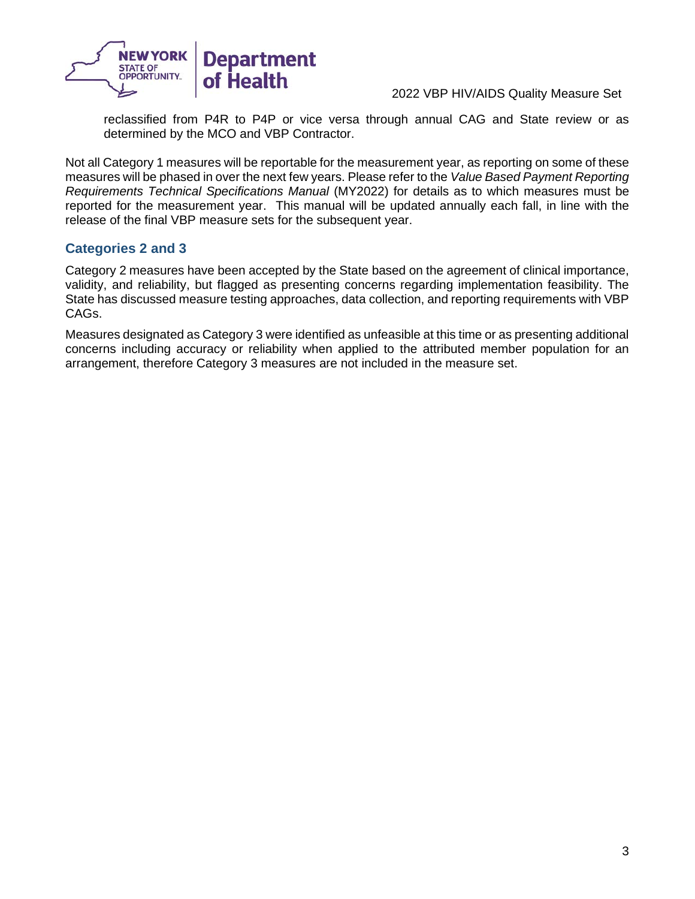reclassified from P4R to P4P or vice versa through annual CAG and State review or as determined by the MCO and VBP Contractor.

Not all Category 1 measures will be reportable for the measurement year, as reporting on some of these measures will be phased in over the next few years. Please refer to the *Value Based Payment Reporting Requirements Technical Specifications Manual* (MY2022) for details as to which measures must be reported for the measurement year. This manual will be updated annually each fall, in line with the release of the final VBP measure sets for the subsequent year.

### Categories 2 and 3

Category 2 measures have been accepted by the State based on the agreement of clinical importance, validity, and reliability, but flagged as presenting concerns regarding implementation feasibility. The State has discussed measure testing approaches, data collection, and reporting requirements with VBP CAGs.

Measures designated as Category 3 were identified as unfeasible at this time or as presenting additional concerns including accuracy or reliability when applied to the attributed member population for an arrangement, therefore Category 3 measures are not included in the measure set.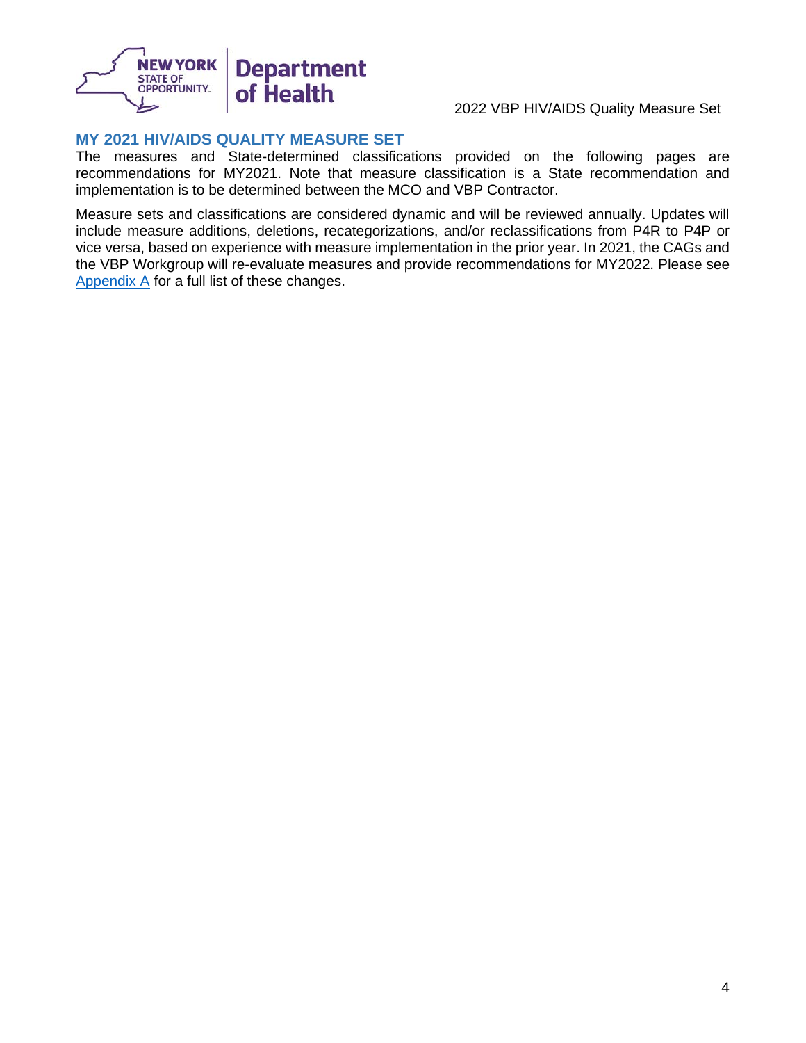## MY 2021 HIV/AIDS QUALITY MEASURE SET

The measures and State-determined classifications provided on the following pages are recommendations for MY2021. Note that measure classification is a State recommendation and implementation is to be determined between the MCO and VBP Contractor.

Measure sets and classifications are considered dynamic and will be reviewed annually. Updates will include measure additions, deletions, recategorizations, and/or reclassifications from P4R to P4P or vice versa, based on experience with measure implementation in the prior year. In 2021, the CAGs and the VBP Workgroup will re-evaluate measures and provide recommendations for MY2022. Please see Appendix A for a full list of these changes.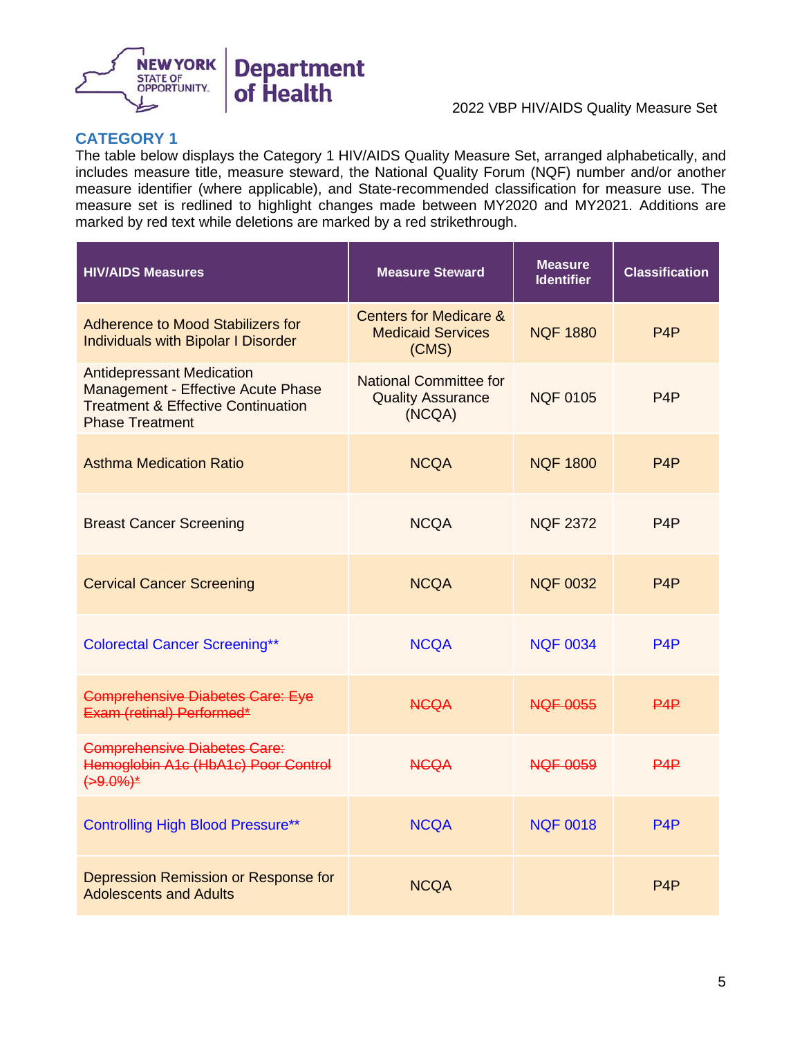## CATEGORY 1

The table below displays the Category 1 HIV/AIDS Quality Measure Set, arranged alphabetically, and includes measure title, measure steward, the National Quality Forum (NQF) number and/or another measure identifier (where applicable), and State-recommended classification for measure use. The measure set is redlined to highlight changes made between MY2020 and MY2021. Additions are marked by red text while deletions are marked by a red strikethrough.

| HIV/AIDS Measures | Measure Steward | Measure Identifier | Classification |
| --- | --- | --- | --- |
| Adherence to Mood Stabilizers for Individuals with Bipolar I Disorder | Centers for Medicare & Medicaid Services (CMS) | NQF 1880 | P4P |
| Antidepressant Medication Management - Effective Acute Phase Treatment & Effective Continuation Phase Treatment | National Committee for Quality Assurance (NCQA) | NQF 0105 | P4P |
| Asthma Medication Ratio | NCQA | NQF 1800 | P4P |
| Breast Cancer Screening | NCQA | NQF 2372 | P4P |
| Cervical Cancer Screening | NCQA | NQF 0032 | P4P |
| Colorectal Cancer Screening** | NCQA | NQF 0034 | P4P |
| ~~Comprehensive Diabetes Care: Eye Exam (retinal) Performed*~~ | ~~NCQA~~ | ~~NQF 0055~~ | ~~P4P~~ |
| ~~Comprehensive Diabetes Care: Hemoglobin A1c (HbA1c) Poor Control (>9.0%)*~~ | ~~NCQA~~ | ~~NQF 0059~~ | ~~P4P~~ |
| Controlling High Blood Pressure** | NCQA | NQF 0018 | P4P |
| Depression Remission or Response for Adolescents and Adults | NCQA | | P4P |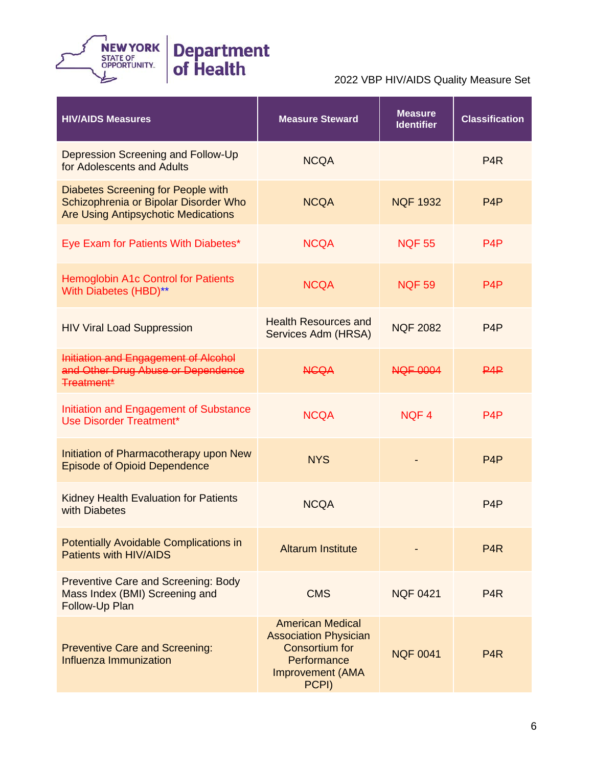| HIV/AIDS Measures | Measure Steward | Measure Identifier | Classification |
|---|---|---|---|
| Depression Screening and Follow-Up for Adolescents and Adults | NCQA | | P4R |
| Diabetes Screening for People with Schizophrenia or Bipolar Disorder Who Are Using Antipsychotic Medications | NCQA | NQF 1932 | P4P |
| Eye Exam for Patients With Diabetes* | NCQA | NQF 55 | P4P |
| Hemoglobin A1c Control for Patients With Diabetes (HBD)** | NCQA | NQF 59 | P4P |
| HIV Viral Load Suppression | Health Resources and Services Adm (HRSA) | NQF 2082 | P4P |
| ~~Initiation and Engagement of Alcohol and Other Drug Abuse or Dependence Treatment*~~ | ~~NCQA~~ | ~~NQF 0004~~ | ~~P4P~~ |
| Initiation and Engagement of Substance Use Disorder Treatment* | NCQA | NQF 4 | P4P |
| Initiation of Pharmacotherapy upon New Episode of Opioid Dependence | NYS | - | P4P |
| Kidney Health Evaluation for Patients with Diabetes | NCQA | | P4P |
| Potentially Avoidable Complications in Patients with HIV/AIDS | Altarum Institute | - | P4R |
| Preventive Care and Screening: Body Mass Index (BMI) Screening and Follow-Up Plan | CMS | NQF 0421 | P4R |
| Preventive Care and Screening: Influenza Immunization | American Medical Association Physician Consortium for Performance Improvement (AMA PCPI) | NQF 0041 | P4R |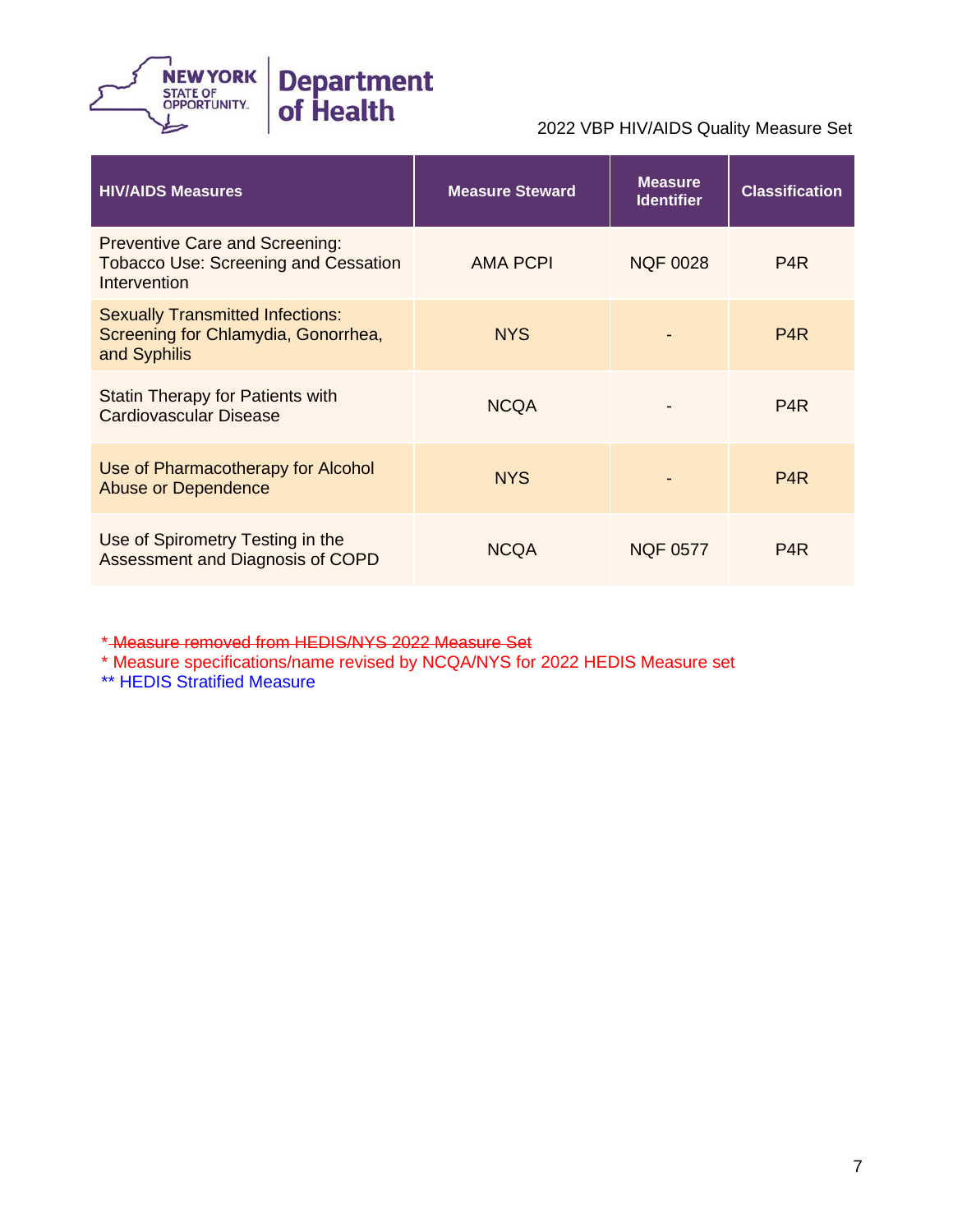| HIV/AIDS Measures | Measure Steward | Measure Identifier | Classification |
| --- | --- | --- | --- |
| Preventive Care and Screening: Tobacco Use: Screening and Cessation Intervention | AMA PCPI | NQF 0028 | P4R |
| Sexually Transmitted Infections: Screening for Chlamydia, Gonorrhea, and Syphilis | NYS | - | P4R |
| Statin Therapy for Patients with Cardiovascular Disease | NCQA | - | P4R |
| Use of Pharmacotherapy for Alcohol Abuse or Dependence | NYS | - | P4R |
| Use of Spirometry Testing in the Assessment and Diagnosis of COPD | NCQA | NQF 0577 | P4R |

* ~~Measure removed from HEDIS/NYS 2022 Measure Set~~

* Measure specifications/name revised by NCQA/NYS for 2022 HEDIS Measure set

** HEDIS Stratified Measure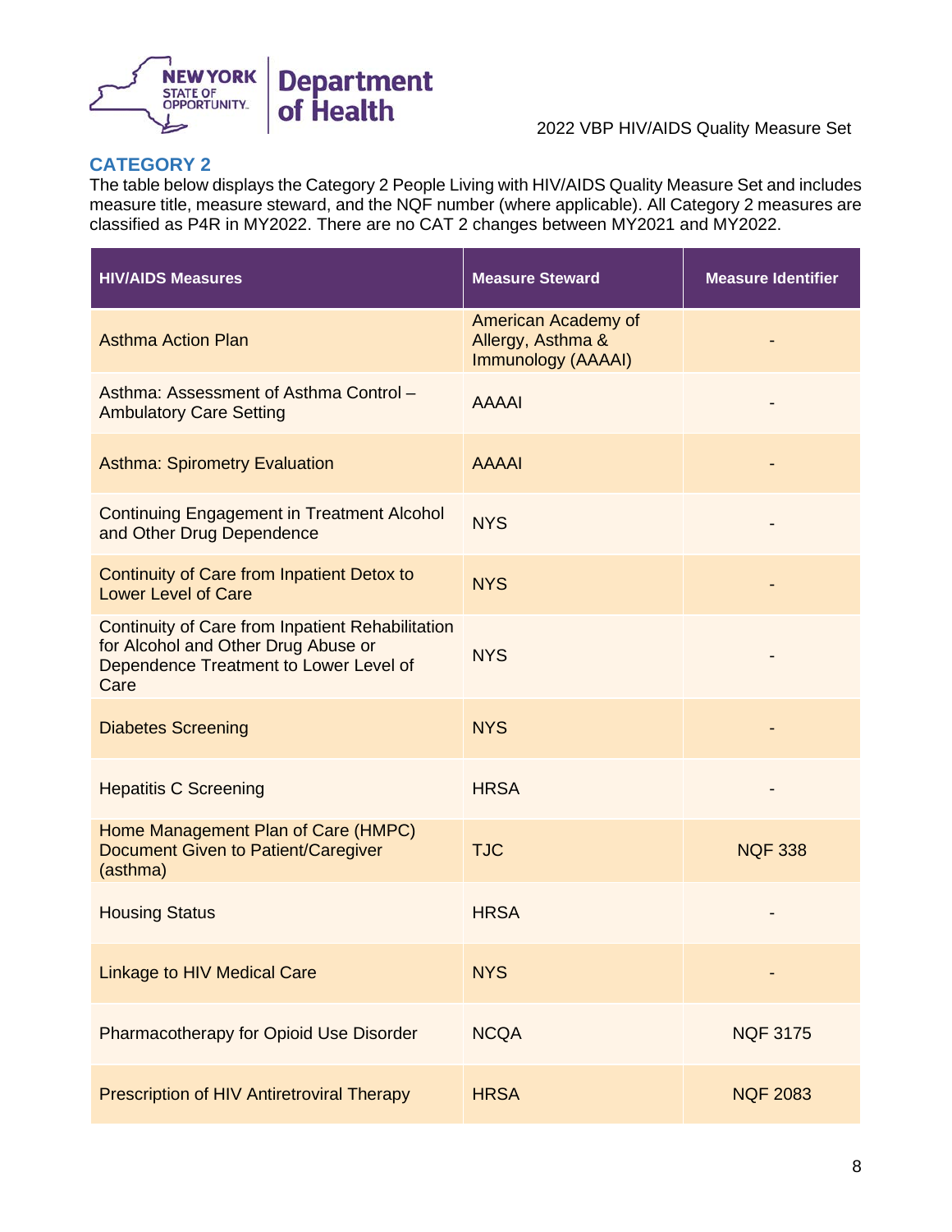## CATEGORY 2

The table below displays the Category 2 People Living with HIV/AIDS Quality Measure Set and includes measure title, measure steward, and the NQF number (where applicable). All Category 2 measures are classified as P4R in MY2022. There are no CAT 2 changes between MY2021 and MY2022.

| HIV/AIDS Measures | Measure Steward | Measure Identifier |
|---|---|---|
| Asthma Action Plan | American Academy of Allergy, Asthma & Immunology (AAAAI) | - |
| Asthma: Assessment of Asthma Control – Ambulatory Care Setting | AAAAI | - |
| Asthma: Spirometry Evaluation | AAAAI | - |
| Continuing Engagement in Treatment Alcohol and Other Drug Dependence | NYS | - |
| Continuity of Care from Inpatient Detox to Lower Level of Care | NYS | - |
| Continuity of Care from Inpatient Rehabilitation for Alcohol and Other Drug Abuse or Dependence Treatment to Lower Level of Care | NYS | - |
| Diabetes Screening | NYS | - |
| Hepatitis C Screening | HRSA | - |
| Home Management Plan of Care (HMPC) Document Given to Patient/Caregiver (asthma) | TJC | NQF 338 |
| Housing Status | HRSA | - |
| Linkage to HIV Medical Care | NYS | - |
| Pharmacotherapy for Opioid Use Disorder | NCQA | NQF 3175 |
| Prescription of HIV Antiretroviral Therapy | HRSA | NQF 2083 |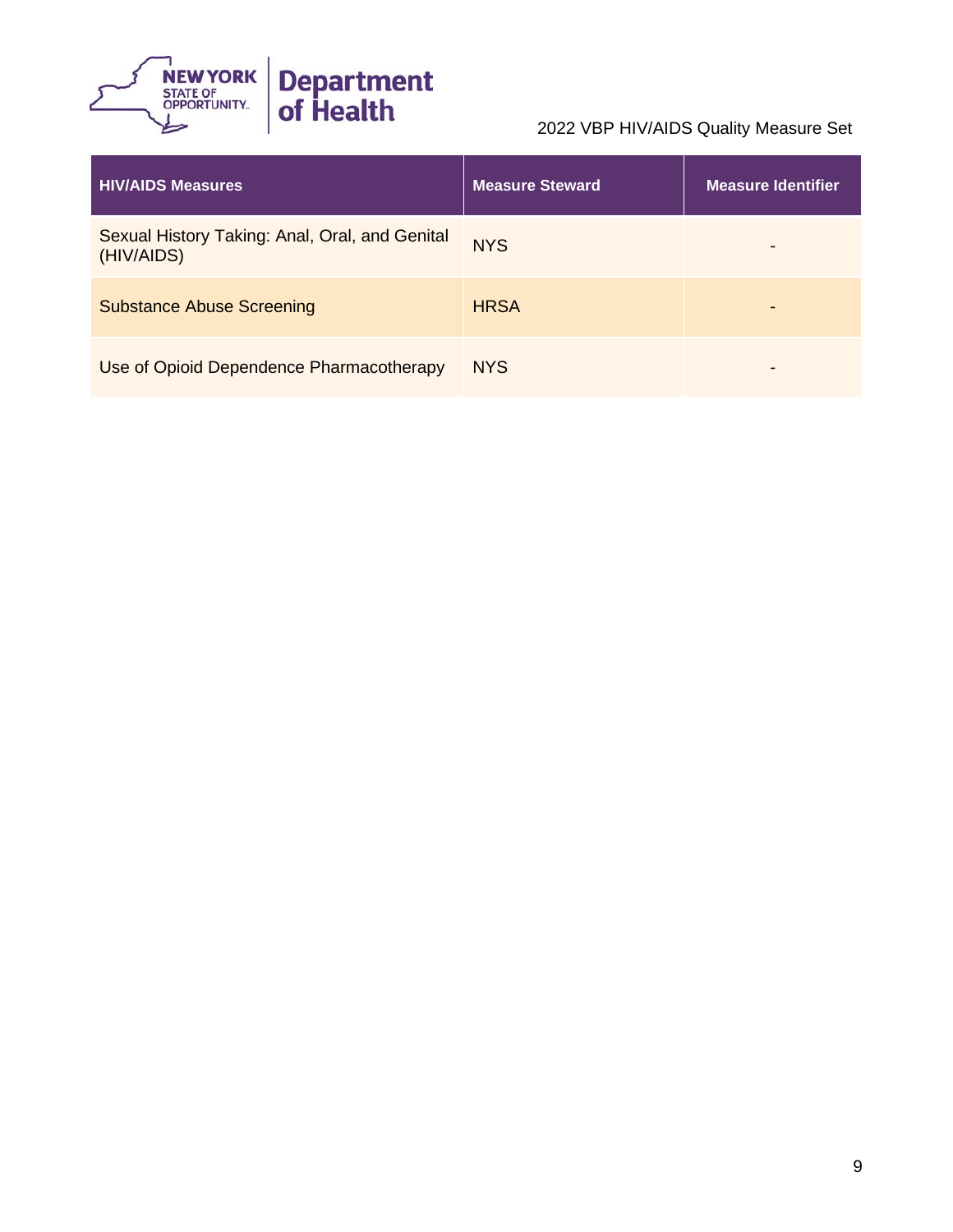| HIV/AIDS Measures | Measure Steward | Measure Identifier |
| --- | --- | --- |
| Sexual History Taking: Anal, Oral, and Genital (HIV/AIDS) | NYS | - |
| Substance Abuse Screening | HRSA | - |
| Use of Opioid Dependence Pharmacotherapy | NYS | - |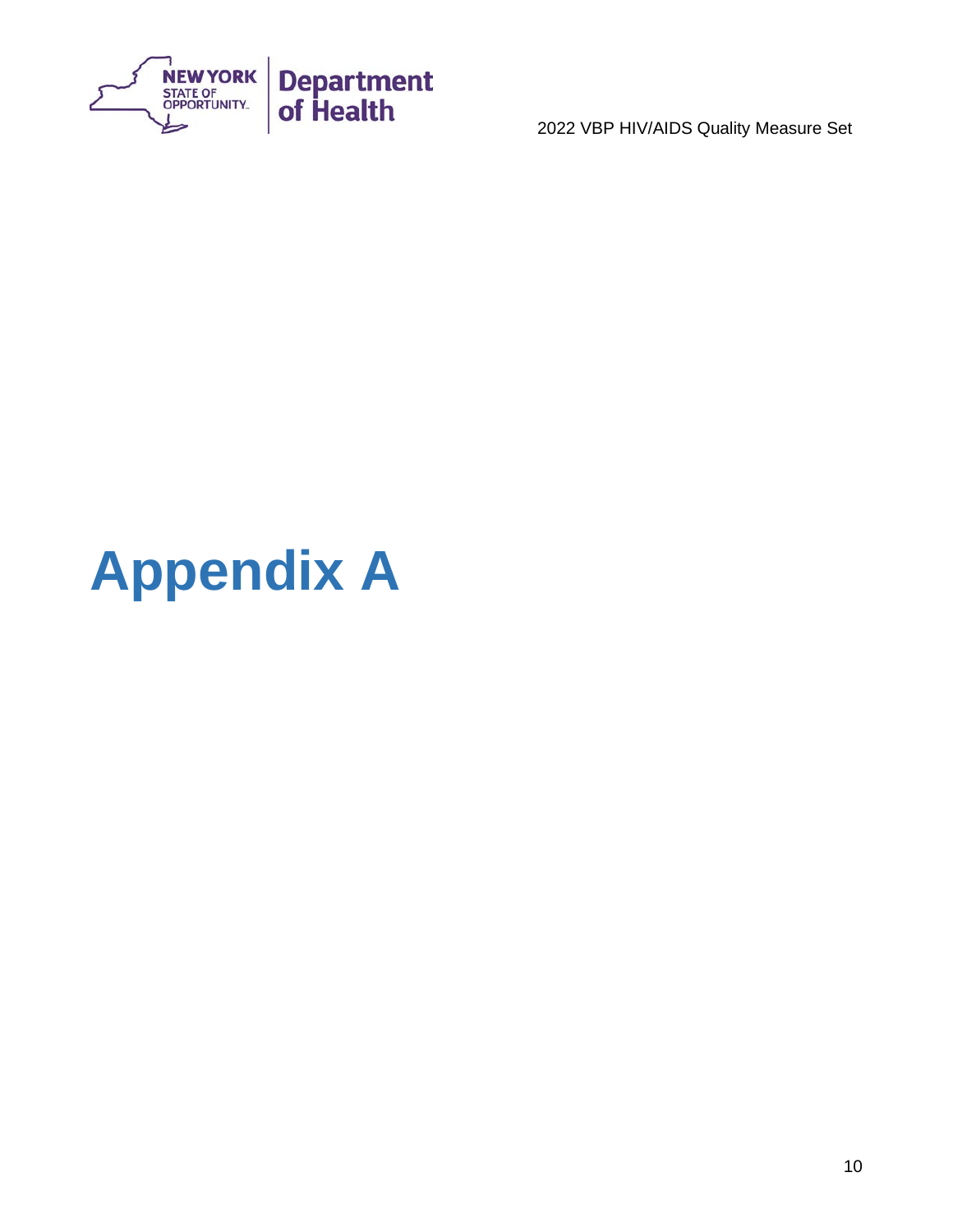# Appendix A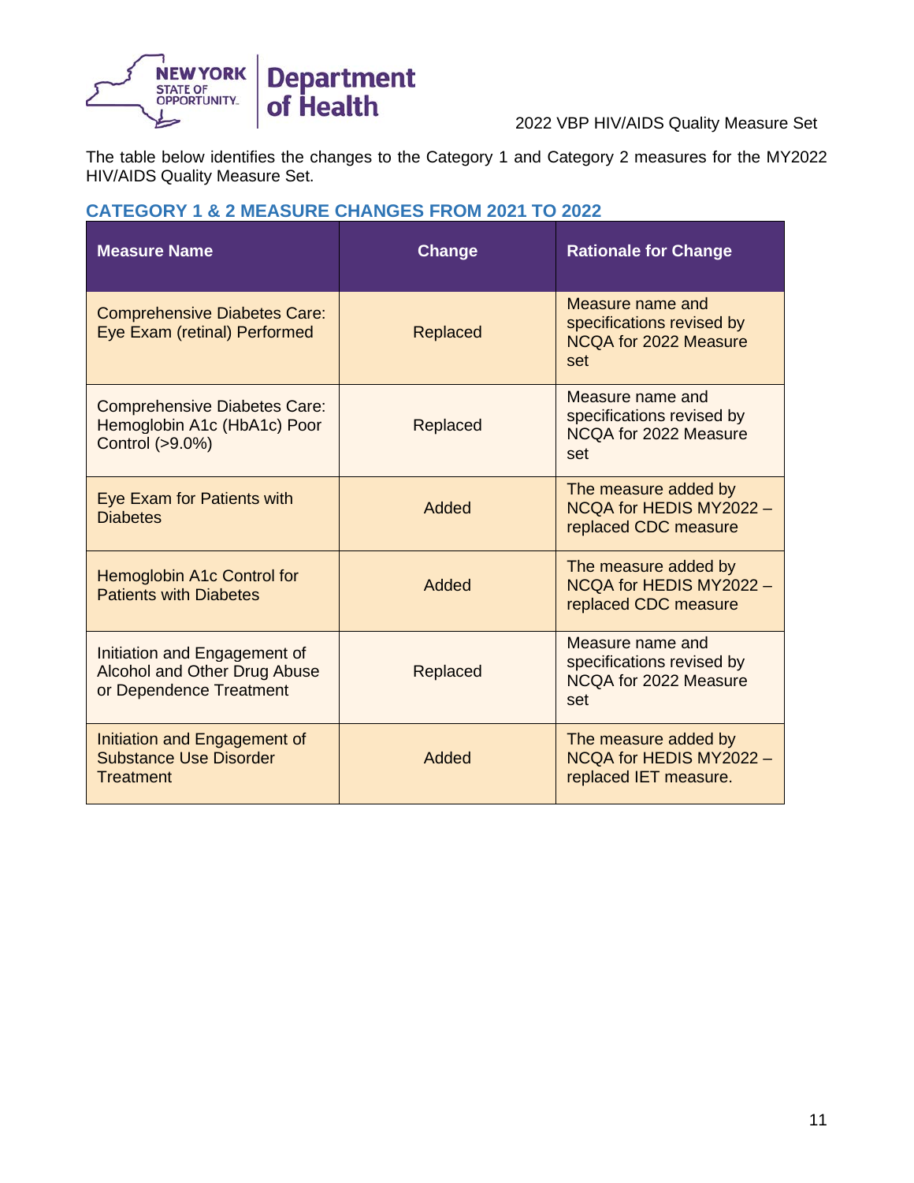The table below identifies the changes to the Category 1 and Category 2 measures for the MY2022 HIV/AIDS Quality Measure Set.

## CATEGORY 1 & 2 MEASURE CHANGES FROM 2021 TO 2022

| Measure Name | Change | Rationale for Change |
|---|---|---|
| Comprehensive Diabetes Care: Eye Exam (retinal) Performed | Replaced | Measure name and specifications revised by NCQA for 2022 Measure set |
| Comprehensive Diabetes Care: Hemoglobin A1c (HbA1c) Poor Control (>9.0%) | Replaced | Measure name and specifications revised by NCQA for 2022 Measure set |
| Eye Exam for Patients with Diabetes | Added | The measure added by NCQA for HEDIS MY2022 – replaced CDC measure |
| Hemoglobin A1c Control for Patients with Diabetes | Added | The measure added by NCQA for HEDIS MY2022 – replaced CDC measure |
| Initiation and Engagement of Alcohol and Other Drug Abuse or Dependence Treatment | Replaced | Measure name and specifications revised by NCQA for 2022 Measure set |
| Initiation and Engagement of Substance Use Disorder Treatment | Added | The measure added by NCQA for HEDIS MY2022 – replaced IET measure. |